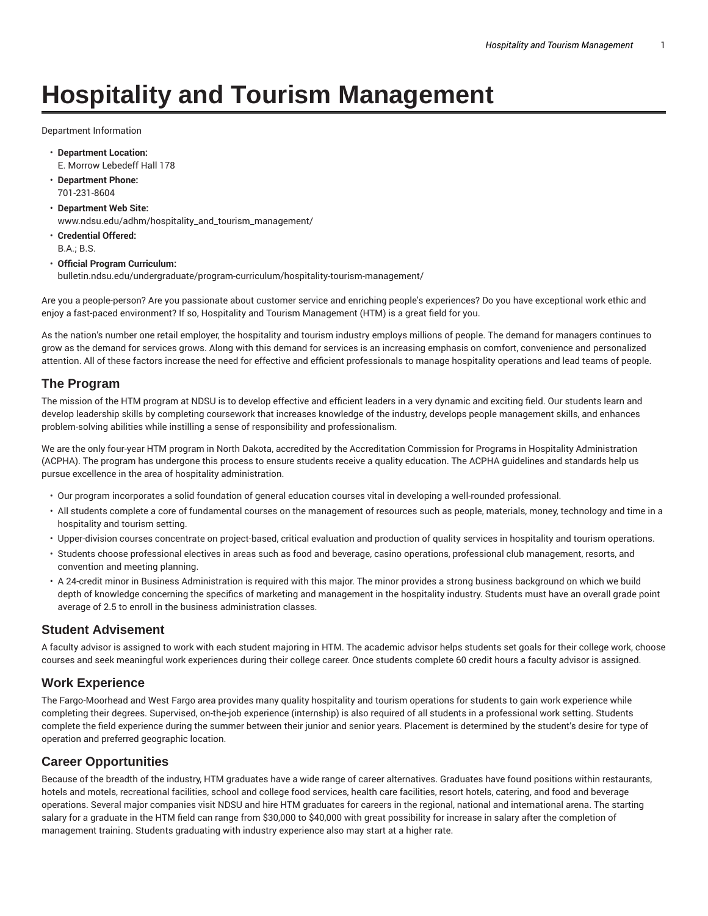# Hospitality and Tourism Management

Department Information

- **Department Location:**
  E. Morrow Lebedeff Hall 178
- **Department Phone:**
  701-231-8604
- **Department Web Site:**
  www.ndsu.edu/adhm/hospitality_and_tourism_management/
- **Credential Offered:**
  B.A.; B.S.
- **Official Program Curriculum:**
  bulletin.ndsu.edu/undergraduate/program-curriculum/hospitality-tourism-management/

Are you a people-person? Are you passionate about customer service and enriching people's experiences? Do you have exceptional work ethic and enjoy a fast-paced environment? If so, Hospitality and Tourism Management (HTM) is a great field for you.

As the nation's number one retail employer, the hospitality and tourism industry employs millions of people. The demand for managers continues to grow as the demand for services grows. Along with this demand for services is an increasing emphasis on comfort, convenience and personalized attention. All of these factors increase the need for effective and efficient professionals to manage hospitality operations and lead teams of people.

## The Program

The mission of the HTM program at NDSU is to develop effective and efficient leaders in a very dynamic and exciting field. Our students learn and develop leadership skills by completing coursework that increases knowledge of the industry, develops people management skills, and enhances problem-solving abilities while instilling a sense of responsibility and professionalism.

We are the only four-year HTM program in North Dakota, accredited by the Accreditation Commission for Programs in Hospitality Administration (ACPHA). The program has undergone this process to ensure students receive a quality education. The ACPHA guidelines and standards help us pursue excellence in the area of hospitality administration.

- Our program incorporates a solid foundation of general education courses vital in developing a well-rounded professional.
- All students complete a core of fundamental courses on the management of resources such as people, materials, money, technology and time in a hospitality and tourism setting.
- Upper-division courses concentrate on project-based, critical evaluation and production of quality services in hospitality and tourism operations.
- Students choose professional electives in areas such as food and beverage, casino operations, professional club management, resorts, and convention and meeting planning.
- A 24-credit minor in Business Administration is required with this major. The minor provides a strong business background on which we build depth of knowledge concerning the specifics of marketing and management in the hospitality industry. Students must have an overall grade point average of 2.5 to enroll in the business administration classes.

## Student Advisement

A faculty advisor is assigned to work with each student majoring in HTM. The academic advisor helps students set goals for their college work, choose courses and seek meaningful work experiences during their college career. Once students complete 60 credit hours a faculty advisor is assigned.

## Work Experience

The Fargo-Moorhead and West Fargo area provides many quality hospitality and tourism operations for students to gain work experience while completing their degrees. Supervised, on-the-job experience (internship) is also required of all students in a professional work setting. Students complete the field experience during the summer between their junior and senior years. Placement is determined by the student's desire for type of operation and preferred geographic location.

## Career Opportunities

Because of the breadth of the industry, HTM graduates have a wide range of career alternatives. Graduates have found positions within restaurants, hotels and motels, recreational facilities, school and college food services, health care facilities, resort hotels, catering, and food and beverage operations. Several major companies visit NDSU and hire HTM graduates for careers in the regional, national and international arena. The starting salary for a graduate in the HTM field can range from $30,000 to $40,000 with great possibility for increase in salary after the completion of management training. Students graduating with industry experience also may start at a higher rate.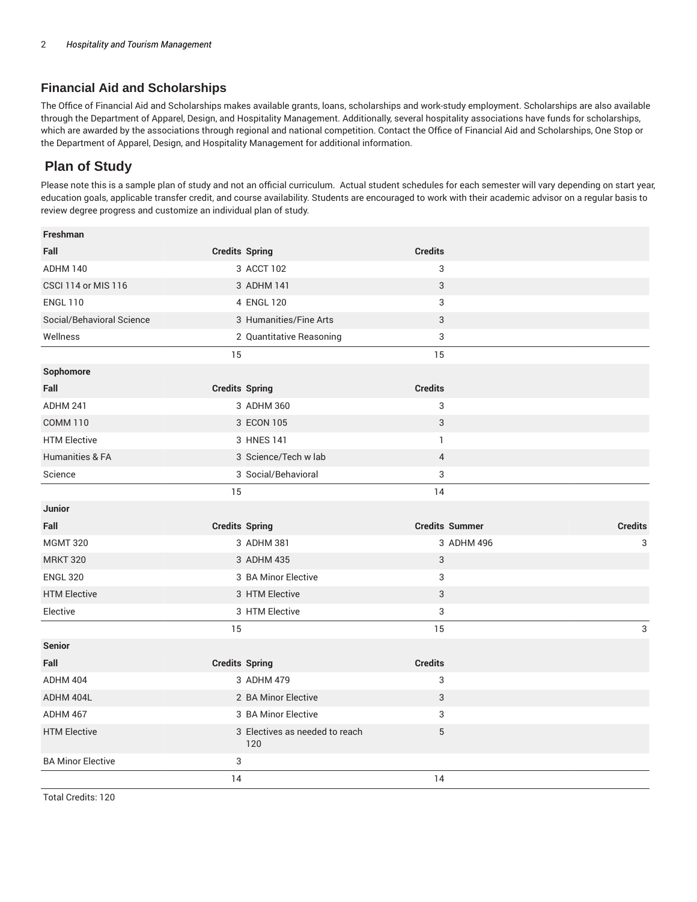## Financial Aid and Scholarships

The Office of Financial Aid and Scholarships makes available grants, loans, scholarships and work-study employment. Scholarships are also available through the Department of Apparel, Design, and Hospitality Management. Additionally, several hospitality associations have funds for scholarships, which are awarded by the associations through regional and national competition. Contact the Office of Financial Aid and Scholarships, One Stop or the Department of Apparel, Design, and Hospitality Management for additional information.

## Plan of Study

Please note this is a sample plan of study and not an official curriculum. Actual student schedules for each semester will vary depending on start year, education goals, applicable transfer credit, and course availability. Students are encouraged to work with their academic advisor on a regular basis to review degree progress and customize an individual plan of study.

| | | | | | |
|---|---|---|---|---|---|
| **Freshman** | | | | | |
| **Fall** | **Credits** | **Spring** | **Credits** | | |
| ADHM 140 | 3 | ACCT 102 | 3 | | |
| CSCI 114 or MIS 116 | 3 | ADHM 141 | 3 | | |
| ENGL 110 | 4 | ENGL 120 | 3 | | |
| Social/Behavioral Science | 3 | Humanities/Fine Arts | 3 | | |
| Wellness | 2 | Quantitative Reasoning | 3 | | |
| | 15 | | 15 | | |
| **Sophomore** | | | | | |
| **Fall** | **Credits** | **Spring** | **Credits** | | |
| ADHM 241 | 3 | ADHM 360 | 3 | | |
| COMM 110 | 3 | ECON 105 | 3 | | |
| HTM Elective | 3 | HNES 141 | 1 | | |
| Humanities & FA | 3 | Science/Tech w lab | 4 | | |
| Science | 3 | Social/Behavioral | 3 | | |
| | 15 | | 14 | | |
| **Junior** | | | | | |
| **Fall** | **Credits** | **Spring** | **Credits** | **Summer** | **Credits** |
| MGMT 320 | 3 | ADHM 381 | 3 | ADHM 496 | 3 |
| MRKT 320 | 3 | ADHM 435 | 3 | | |
| ENGL 320 | 3 | BA Minor Elective | 3 | | |
| HTM Elective | 3 | HTM Elective | 3 | | |
| Elective | 3 | HTM Elective | 3 | | |
| | 15 | | 15 | | 3 |
| **Senior** | | | | | |
| **Fall** | **Credits** | **Spring** | **Credits** | | |
| ADHM 404 | 3 | ADHM 479 | 3 | | |
| ADHM 404L | 2 | BA Minor Elective | 3 | | |
| ADHM 467 | 3 | BA Minor Elective | 3 | | |
| HTM Elective | 3 | Electives as needed to reach 120 | 5 | | |
| BA Minor Elective | 3 | | | | |
| | 14 | | 14 | | |

Total Credits: 120